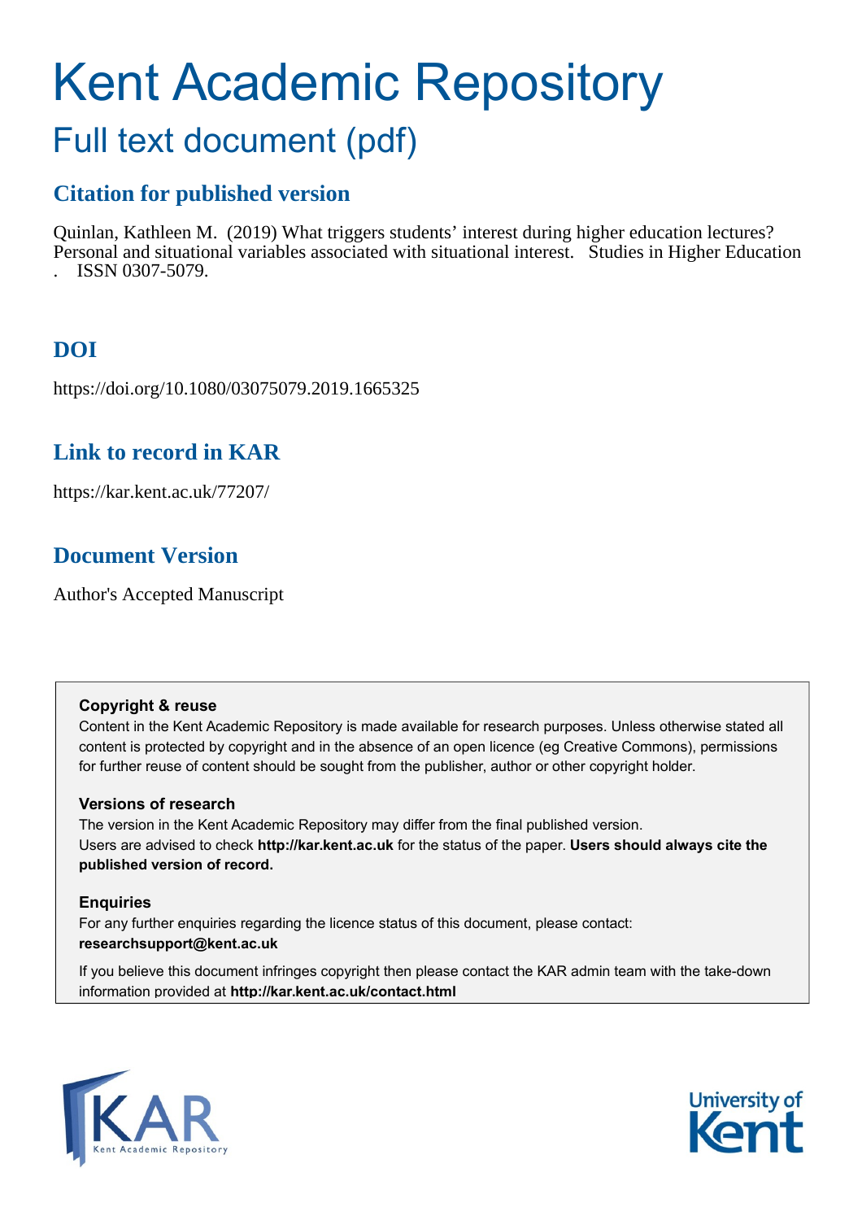# Kent Academic Repository

## Full text document (pdf)

## Citation for published version

Quinlan, Kathleen M. (2019) What triggers students' interest during higher education lectures? Personal and situational variables associated with situational interest. Studies in Higher Education . ISSN 0307-5079.

## DOI

https://doi.org/10.1080/03075079.2019.1665325

## Link to record in KAR

https://kar.kent.ac.uk/77207/

## Document Version

Author's Accepted Manuscript

**Copyright & reuse**

Content in the Kent Academic Repository is made available for research purposes. Unless otherwise stated all content is protected by copyright and in the absence of an open licence (eg Creative Commons), permissions for further reuse of content should be sought from the publisher, author or other copyright holder.

**Versions of research**

The version in the Kent Academic Repository may differ from the final published version. Users are advised to check **http://kar.kent.ac.uk** for the status of the paper. **Users should always cite the published version of record.**

**Enquiries**

For any further enquiries regarding the licence status of this document, please contact: **researchsupport@kent.ac.uk**

If you believe this document infringes copyright then please contact the KAR admin team with the take-down information provided at **http://kar.kent.ac.uk/contact.html**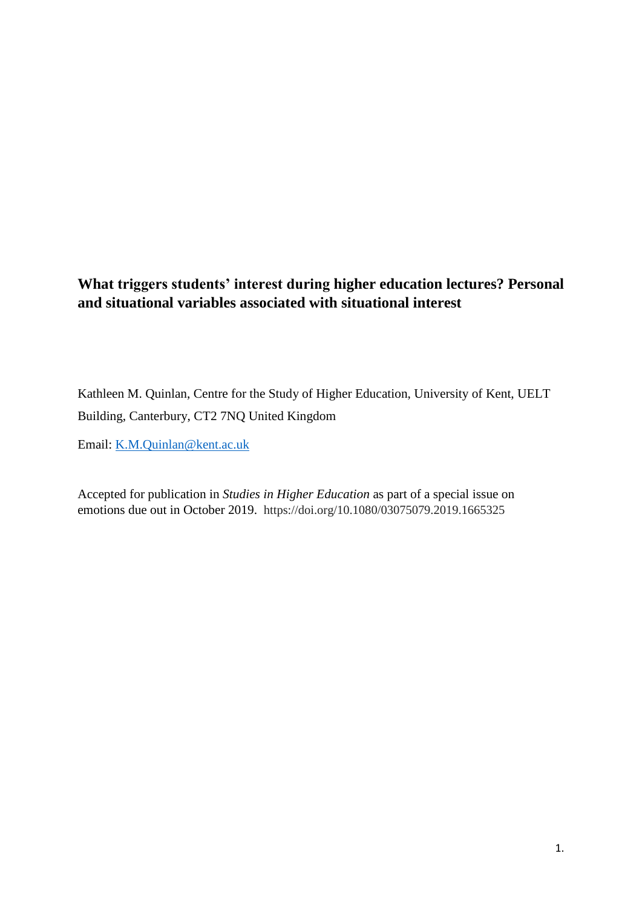**What triggers students' interest during higher education lectures? Personal and situational variables associated with situational interest**

Kathleen M. Quinlan, Centre for the Study of Higher Education, University of Kent, UELT Building, Canterbury, CT2 7NQ United Kingdom

Email: [K.M.Quinlan@kent.ac.uk](mailto:K.M.Quinlan@kent.ac.uk)

Accepted for publication in *Studies in Higher Education* as part of a special issue on emotions due out in October 2019. https://doi.org/10.1080/03075079.2019.1665325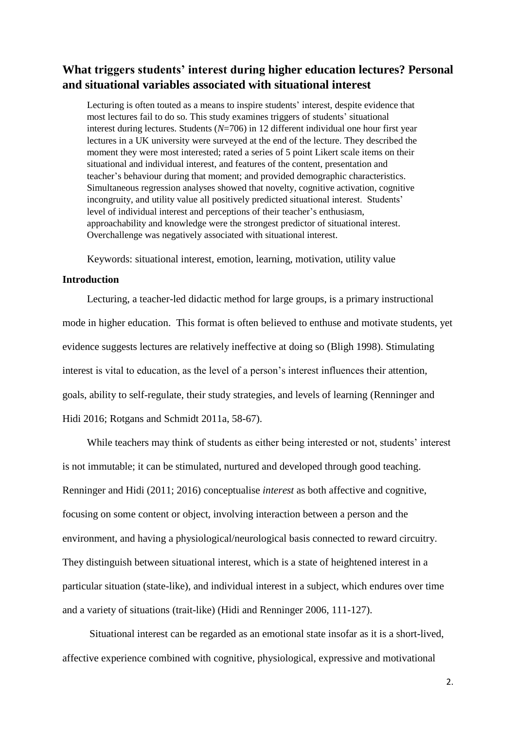## What triggers students' interest during higher education lectures? Personal and situational variables associated with situational interest

Lecturing is often touted as a means to inspire students' interest, despite evidence that most lectures fail to do so. This study examines triggers of students' situational interest during lectures. Students (*N*=706) in 12 different individual one hour first year lectures in a UK university were surveyed at the end of the lecture. They described the moment they were most interested; rated a series of 5 point Likert scale items on their situational and individual interest, and features of the content, presentation and teacher's behaviour during that moment; and provided demographic characteristics. Simultaneous regression analyses showed that novelty, cognitive activation, cognitive incongruity, and utility value all positively predicted situational interest. Students' level of individual interest and perceptions of their teacher's enthusiasm, approachability and knowledge were the strongest predictor of situational interest. Overchallenge was negatively associated with situational interest.

Keywords: situational interest, emotion, learning, motivation, utility value

### Introduction

Lecturing, a teacher-led didactic method for large groups, is a primary instructional mode in higher education. This format is often believed to enthuse and motivate students, yet evidence suggests lectures are relatively ineffective at doing so (Bligh 1998). Stimulating interest is vital to education, as the level of a person's interest influences their attention, goals, ability to self-regulate, their study strategies, and levels of learning (Renninger and Hidi 2016; Rotgans and Schmidt 2011a, 58-67).

While teachers may think of students as either being interested or not, students' interest is not immutable; it can be stimulated, nurtured and developed through good teaching. Renninger and Hidi (2011; 2016) conceptualise *interest* as both affective and cognitive, focusing on some content or object, involving interaction between a person and the environment, and having a physiological/neurological basis connected to reward circuitry. They distinguish between situational interest, which is a state of heightened interest in a particular situation (state-like), and individual interest in a subject, which endures over time and a variety of situations (trait-like) (Hidi and Renninger 2006, 111-127).

Situational interest can be regarded as an emotional state insofar as it is a short-lived, affective experience combined with cognitive, physiological, expressive and motivational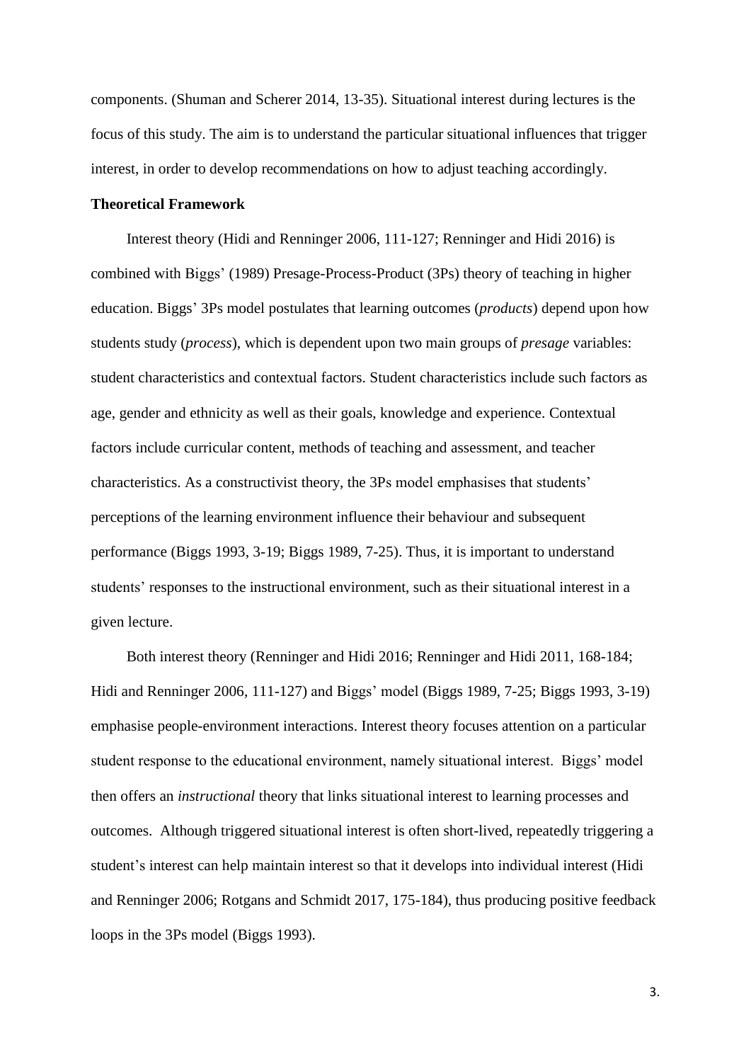components. (Shuman and Scherer 2014, 13-35). Situational interest during lectures is the focus of this study. The aim is to understand the particular situational influences that trigger interest, in order to develop recommendations on how to adjust teaching accordingly.

**Theoretical Framework**

Interest theory (Hidi and Renninger 2006, 111-127; Renninger and Hidi 2016) is combined with Biggs' (1989) Presage-Process-Product (3Ps) theory of teaching in higher education. Biggs' 3Ps model postulates that learning outcomes (*products*) depend upon how students study (*process*), which is dependent upon two main groups of *presage* variables: student characteristics and contextual factors. Student characteristics include such factors as age, gender and ethnicity as well as their goals, knowledge and experience. Contextual factors include curricular content, methods of teaching and assessment, and teacher characteristics. As a constructivist theory, the 3Ps model emphasises that students' perceptions of the learning environment influence their behaviour and subsequent performance (Biggs 1993, 3-19; Biggs 1989, 7-25). Thus, it is important to understand students' responses to the instructional environment, such as their situational interest in a given lecture.

Both interest theory (Renninger and Hidi 2016; Renninger and Hidi 2011, 168-184; Hidi and Renninger 2006, 111-127) and Biggs' model (Biggs 1989, 7-25; Biggs 1993, 3-19) emphasise people-environment interactions. Interest theory focuses attention on a particular student response to the educational environment, namely situational interest. Biggs' model then offers an *instructional* theory that links situational interest to learning processes and outcomes. Although triggered situational interest is often short-lived, repeatedly triggering a student's interest can help maintain interest so that it develops into individual interest (Hidi and Renninger 2006; Rotgans and Schmidt 2017, 175-184), thus producing positive feedback loops in the 3Ps model (Biggs 1993).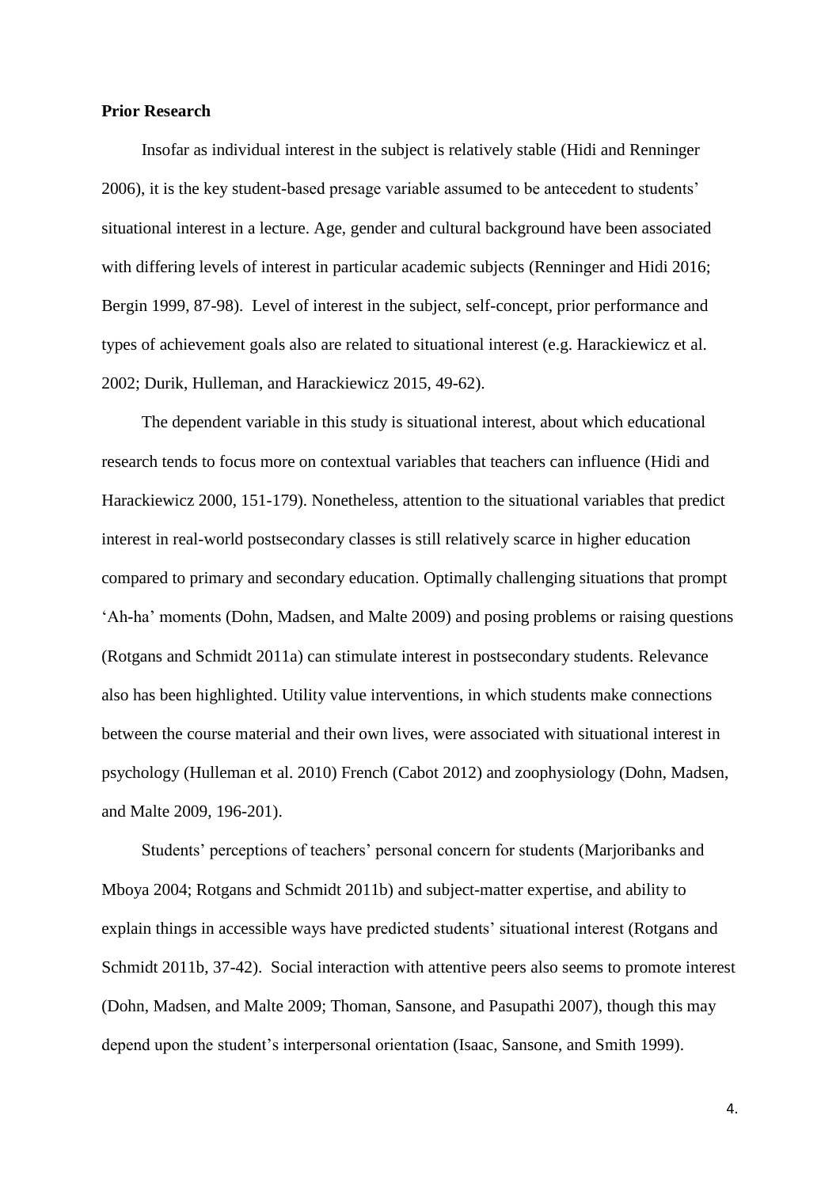**Prior Research**

Insofar as individual interest in the subject is relatively stable (Hidi and Renninger 2006), it is the key student-based presage variable assumed to be antecedent to students' situational interest in a lecture. Age, gender and cultural background have been associated with differing levels of interest in particular academic subjects (Renninger and Hidi 2016; Bergin 1999, 87-98). Level of interest in the subject, self-concept, prior performance and types of achievement goals also are related to situational interest (e.g. Harackiewicz et al. 2002; Durik, Hulleman, and Harackiewicz 2015, 49-62).

The dependent variable in this study is situational interest, about which educational research tends to focus more on contextual variables that teachers can influence (Hidi and Harackiewicz 2000, 151-179). Nonetheless, attention to the situational variables that predict interest in real-world postsecondary classes is still relatively scarce in higher education compared to primary and secondary education. Optimally challenging situations that prompt 'Ah-ha' moments (Dohn, Madsen, and Malte 2009) and posing problems or raising questions (Rotgans and Schmidt 2011a) can stimulate interest in postsecondary students. Relevance also has been highlighted. Utility value interventions, in which students make connections between the course material and their own lives, were associated with situational interest in psychology (Hulleman et al. 2010) French (Cabot 2012) and zoophysiology (Dohn, Madsen, and Malte 2009, 196-201).

Students' perceptions of teachers' personal concern for students (Marjoribanks and Mboya 2004; Rotgans and Schmidt 2011b) and subject-matter expertise, and ability to explain things in accessible ways have predicted students' situational interest (Rotgans and Schmidt 2011b, 37-42). Social interaction with attentive peers also seems to promote interest (Dohn, Madsen, and Malte 2009; Thoman, Sansone, and Pasupathi 2007), though this may depend upon the student's interpersonal orientation (Isaac, Sansone, and Smith 1999).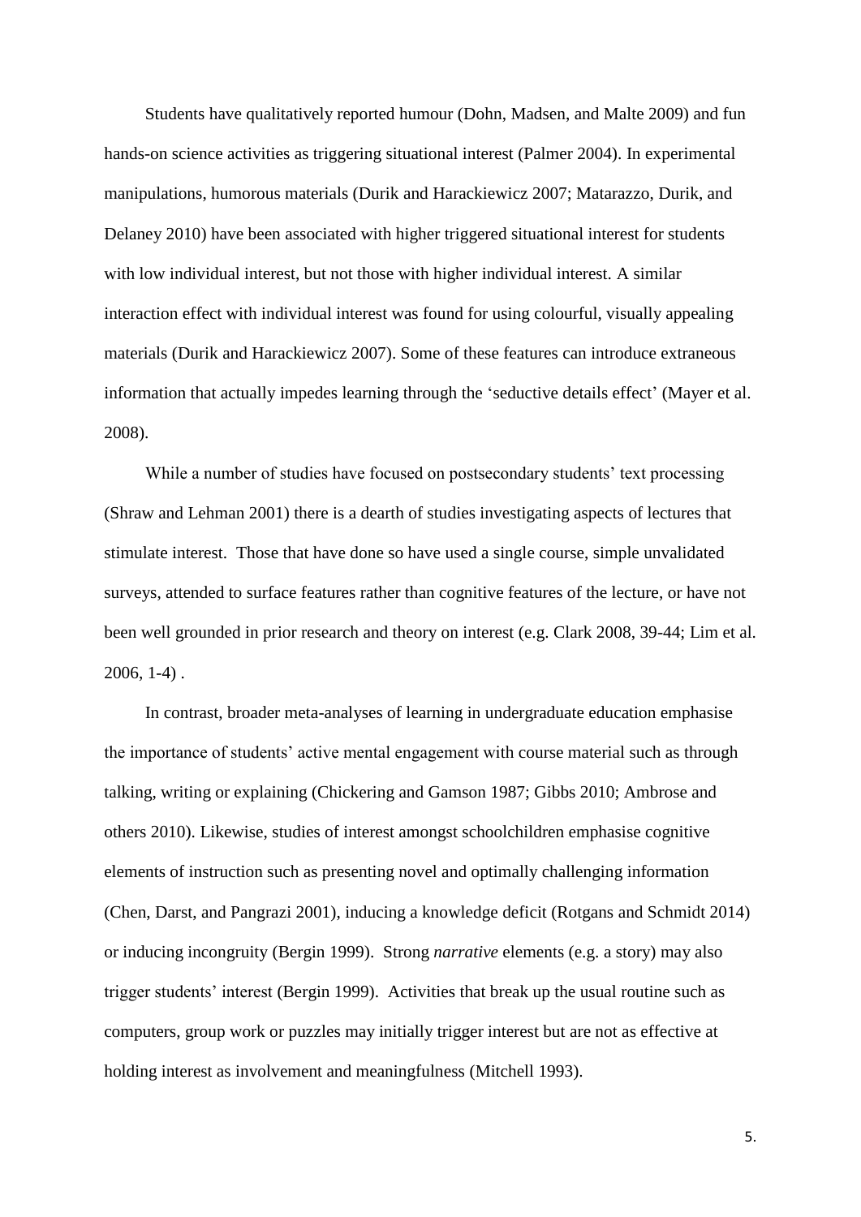Students have qualitatively reported humour (Dohn, Madsen, and Malte 2009) and fun hands-on science activities as triggering situational interest (Palmer 2004). In experimental manipulations, humorous materials (Durik and Harackiewicz 2007; Matarazzo, Durik, and Delaney 2010) have been associated with higher triggered situational interest for students with low individual interest, but not those with higher individual interest. A similar interaction effect with individual interest was found for using colourful, visually appealing materials (Durik and Harackiewicz 2007). Some of these features can introduce extraneous information that actually impedes learning through the 'seductive details effect' (Mayer et al. 2008).

While a number of studies have focused on postsecondary students' text processing (Shraw and Lehman 2001) there is a dearth of studies investigating aspects of lectures that stimulate interest. Those that have done so have used a single course, simple unvalidated surveys, attended to surface features rather than cognitive features of the lecture, or have not been well grounded in prior research and theory on interest (e.g. Clark 2008, 39-44; Lim et al. 2006, 1-4) .

In contrast, broader meta-analyses of learning in undergraduate education emphasise the importance of students' active mental engagement with course material such as through talking, writing or explaining (Chickering and Gamson 1987; Gibbs 2010; Ambrose and others 2010). Likewise, studies of interest amongst schoolchildren emphasise cognitive elements of instruction such as presenting novel and optimally challenging information (Chen, Darst, and Pangrazi 2001), inducing a knowledge deficit (Rotgans and Schmidt 2014) or inducing incongruity (Bergin 1999). Strong *narrative* elements (e.g. a story) may also trigger students' interest (Bergin 1999). Activities that break up the usual routine such as computers, group work or puzzles may initially trigger interest but are not as effective at holding interest as involvement and meaningfulness (Mitchell 1993).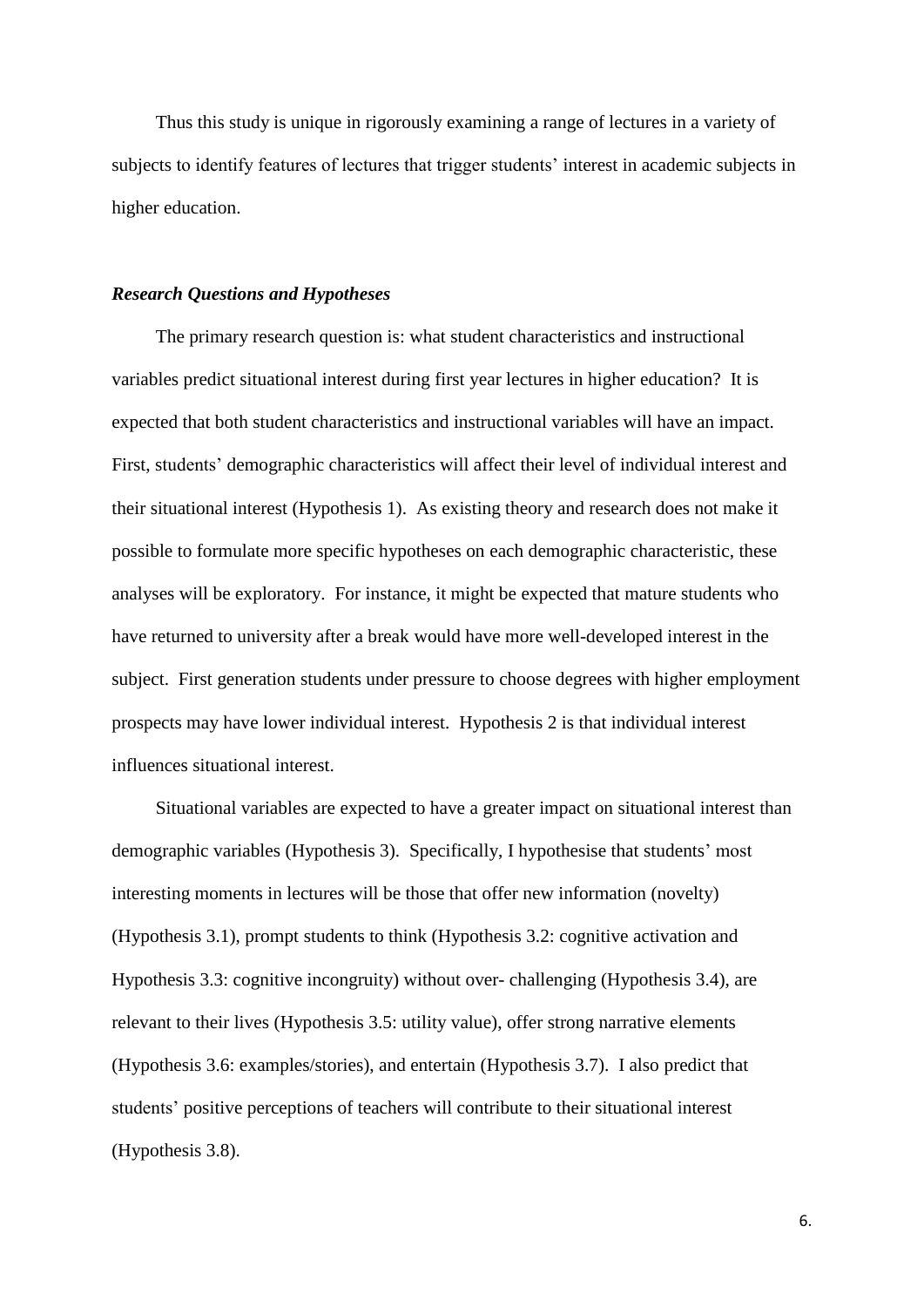Thus this study is unique in rigorously examining a range of lectures in a variety of subjects to identify features of lectures that trigger students' interest in academic subjects in higher education.

### *Research Questions and Hypotheses*

The primary research question is: what student characteristics and instructional variables predict situational interest during first year lectures in higher education? It is expected that both student characteristics and instructional variables will have an impact. First, students' demographic characteristics will affect their level of individual interest and their situational interest (Hypothesis 1). As existing theory and research does not make it possible to formulate more specific hypotheses on each demographic characteristic, these analyses will be exploratory. For instance, it might be expected that mature students who have returned to university after a break would have more well-developed interest in the subject. First generation students under pressure to choose degrees with higher employment prospects may have lower individual interest. Hypothesis 2 is that individual interest influences situational interest.

Situational variables are expected to have a greater impact on situational interest than demographic variables (Hypothesis 3). Specifically, I hypothesise that students' most interesting moments in lectures will be those that offer new information (novelty) (Hypothesis 3.1), prompt students to think (Hypothesis 3.2: cognitive activation and Hypothesis 3.3: cognitive incongruity) without over- challenging (Hypothesis 3.4), are relevant to their lives (Hypothesis 3.5: utility value), offer strong narrative elements (Hypothesis 3.6: examples/stories), and entertain (Hypothesis 3.7). I also predict that students' positive perceptions of teachers will contribute to their situational interest (Hypothesis 3.8).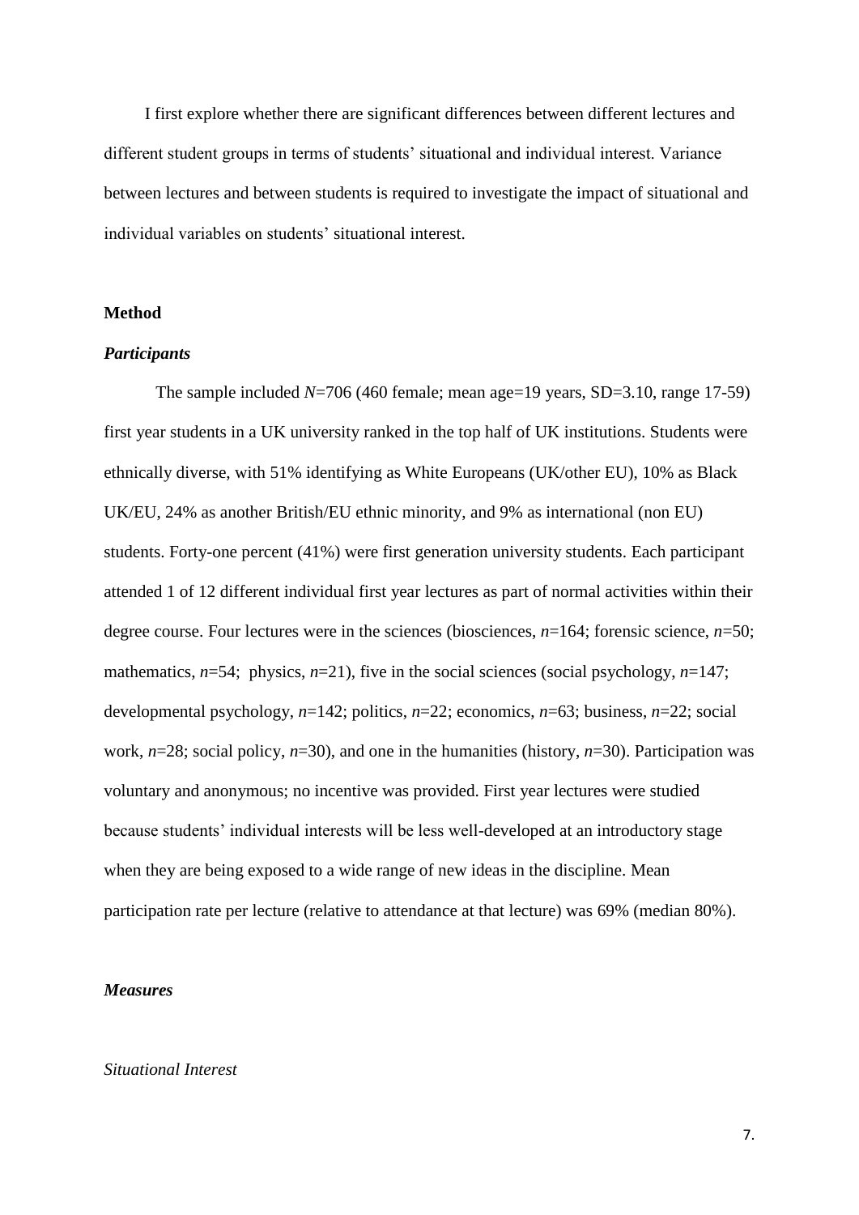I first explore whether there are significant differences between different lectures and different student groups in terms of students' situational and individual interest. Variance between lectures and between students is required to investigate the impact of situational and individual variables on students' situational interest.

## Method

### *Participants*

The sample included *N*=706 (460 female; mean age=19 years, SD=3.10, range 17-59) first year students in a UK university ranked in the top half of UK institutions. Students were ethnically diverse, with 51% identifying as White Europeans (UK/other EU), 10% as Black UK/EU, 24% as another British/EU ethnic minority, and 9% as international (non EU) students. Forty-one percent (41%) were first generation university students. Each participant attended 1 of 12 different individual first year lectures as part of normal activities within their degree course. Four lectures were in the sciences (biosciences, *n*=164; forensic science, *n*=50; mathematics, *n*=54; physics, *n*=21), five in the social sciences (social psychology, *n*=147; developmental psychology, *n*=142; politics, *n*=22; economics, *n*=63; business, *n*=22; social work, *n*=28; social policy, *n*=30), and one in the humanities (history, *n*=30). Participation was voluntary and anonymous; no incentive was provided. First year lectures were studied because students' individual interests will be less well-developed at an introductory stage when they are being exposed to a wide range of new ideas in the discipline. Mean participation rate per lecture (relative to attendance at that lecture) was 69% (median 80%).

### *Measures*

*Situational Interest*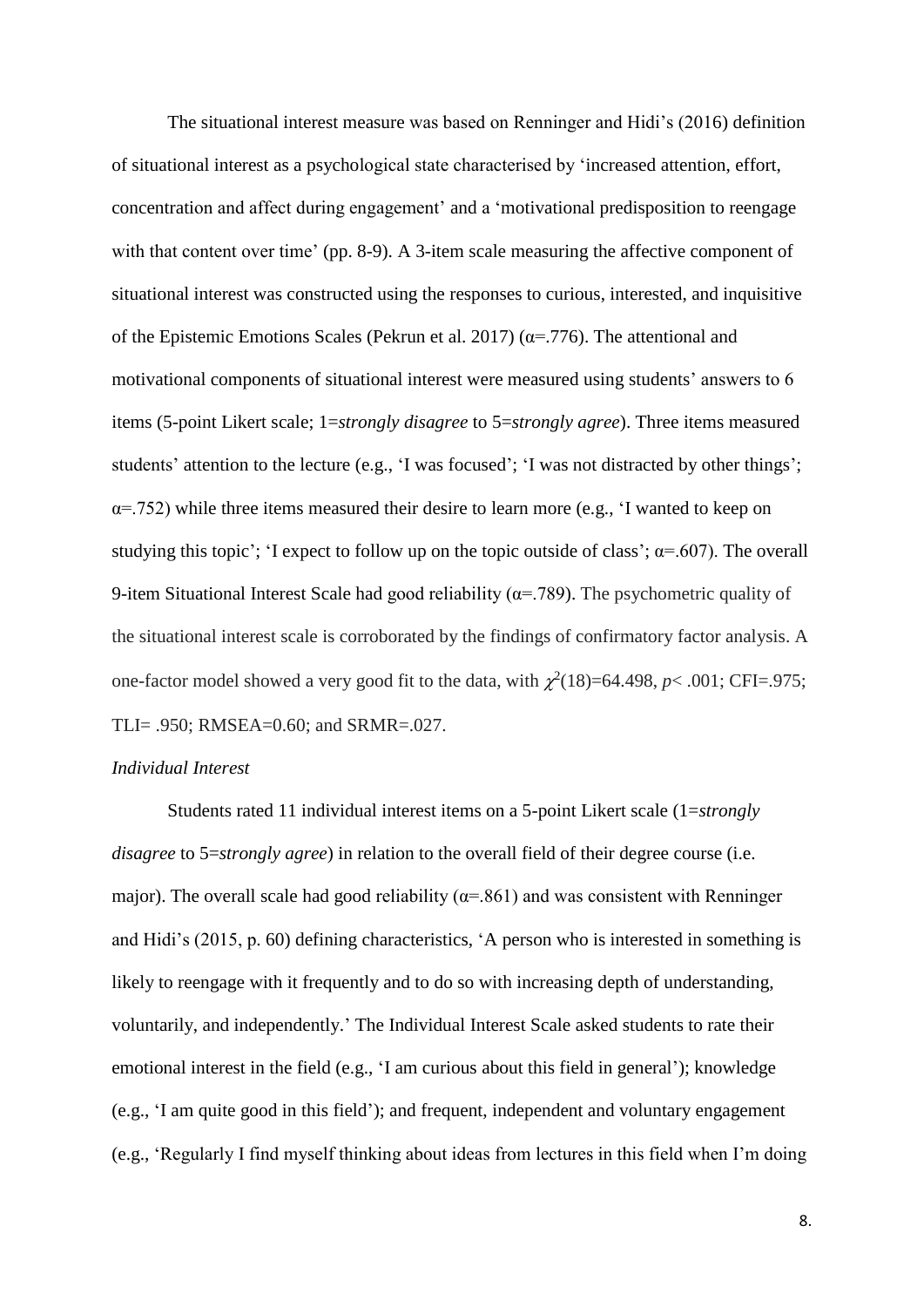The situational interest measure was based on Renninger and Hidi's (2016) definition of situational interest as a psychological state characterised by 'increased attention, effort, concentration and affect during engagement' and a 'motivational predisposition to reengage with that content over time' (pp. 8-9). A 3-item scale measuring the affective component of situational interest was constructed using the responses to curious, interested, and inquisitive of the Epistemic Emotions Scales (Pekrun et al. 2017) (α=.776). The attentional and motivational components of situational interest were measured using students' answers to 6 items (5-point Likert scale; 1=*strongly disagree* to 5=*strongly agree*). Three items measured students' attention to the lecture (e.g., 'I was focused'; 'I was not distracted by other things'; α=.752) while three items measured their desire to learn more (e.g., 'I wanted to keep on studying this topic'; 'I expect to follow up on the topic outside of class'; α=.607). The overall 9-item Situational Interest Scale had good reliability (α=.789). The psychometric quality of the situational interest scale is corroborated by the findings of confirmatory factor analysis. A one-factor model showed a very good fit to the data, with $\chi^2(18)=64.498$, $p< .001$; CFI=.975; TLI= .950; RMSEA=0.60; and SRMR=.027.

*Individual Interest*

Students rated 11 individual interest items on a 5-point Likert scale (1=*strongly disagree* to 5=*strongly agree*) in relation to the overall field of their degree course (i.e. major). The overall scale had good reliability (α=.861) and was consistent with Renninger and Hidi's (2015, p. 60) defining characteristics, 'A person who is interested in something is likely to reengage with it frequently and to do so with increasing depth of understanding, voluntarily, and independently.' The Individual Interest Scale asked students to rate their emotional interest in the field (e.g., 'I am curious about this field in general'); knowledge (e.g., 'I am quite good in this field'); and frequent, independent and voluntary engagement (e.g., 'Regularly I find myself thinking about ideas from lectures in this field when I'm doing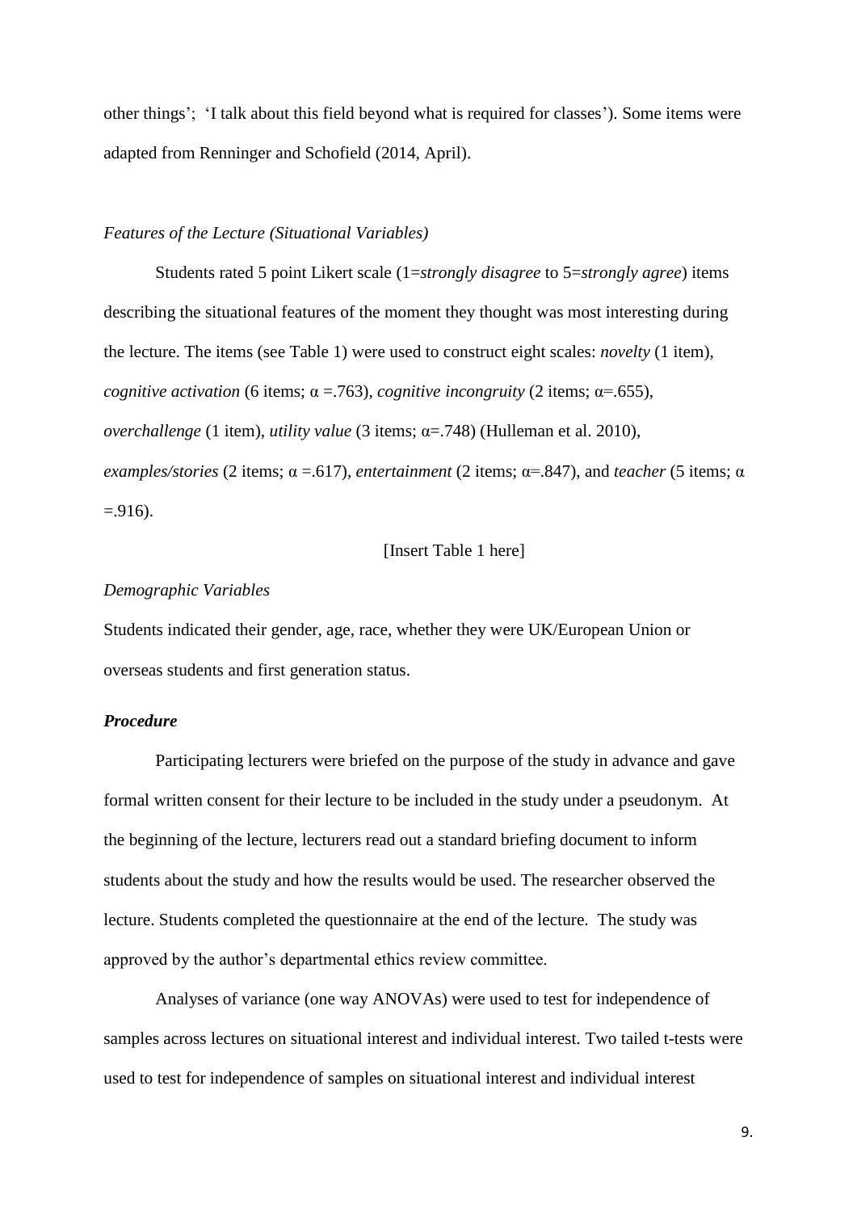other things'; 'I talk about this field beyond what is required for classes'). Some items were adapted from Renninger and Schofield (2014, April).

*Features of the Lecture (Situational Variables)*

Students rated 5 point Likert scale (1=*strongly disagree* to 5=*strongly agree*) items describing the situational features of the moment they thought was most interesting during the lecture. The items (see Table 1) were used to construct eight scales: *novelty* (1 item), *cognitive activation* (6 items; $\alpha$ =.763), *cognitive incongruity* (2 items; $\alpha$=.655), *overchallenge* (1 item), *utility value* (3 items; $\alpha$=.748) (Hulleman et al. 2010), *examples/stories* (2 items; $\alpha$ =.617), *entertainment* (2 items; $\alpha$=.847), and *teacher* (5 items; $\alpha$ =.916).

[Insert Table 1 here]

*Demographic Variables*

Students indicated their gender, age, race, whether they were UK/European Union or overseas students and first generation status.

***Procedure***

Participating lecturers were briefed on the purpose of the study in advance and gave formal written consent for their lecture to be included in the study under a pseudonym. At the beginning of the lecture, lecturers read out a standard briefing document to inform students about the study and how the results would be used. The researcher observed the lecture. Students completed the questionnaire at the end of the lecture. The study was approved by the author's departmental ethics review committee.

Analyses of variance (one way ANOVAs) were used to test for independence of samples across lectures on situational interest and individual interest. Two tailed t-tests were used to test for independence of samples on situational interest and individual interest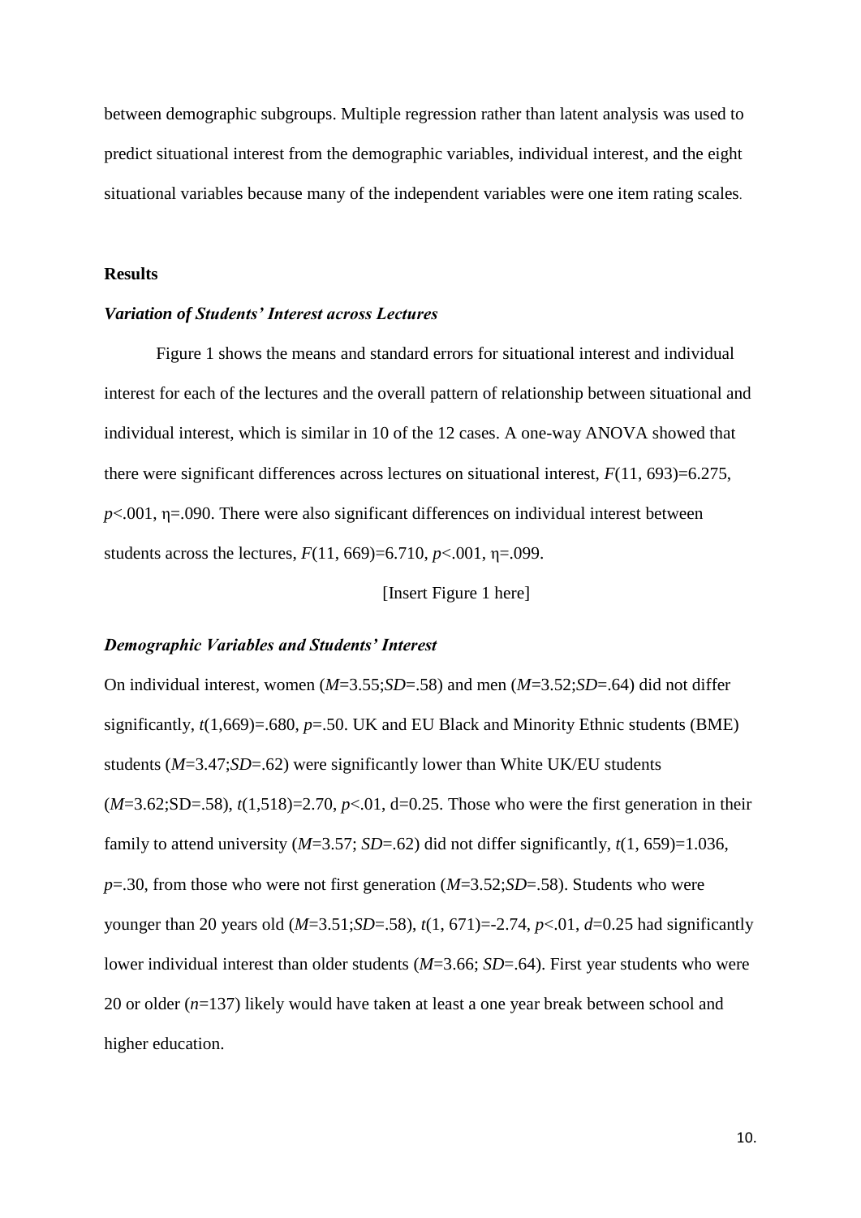between demographic subgroups. Multiple regression rather than latent analysis was used to predict situational interest from the demographic variables, individual interest, and the eight situational variables because many of the independent variables were one item rating scales.

## Results

### *Variation of Students' Interest across Lectures*

Figure 1 shows the means and standard errors for situational interest and individual interest for each of the lectures and the overall pattern of relationship between situational and individual interest, which is similar in 10 of the 12 cases. A one-way ANOVA showed that there were significant differences across lectures on situational interest, $F(11, 693)=6.275$, $p<.001$, $\eta=.090$. There were also significant differences on individual interest between students across the lectures, $F(11, 669)=6.710$, $p<.001$, $\eta=.099$.

[Insert Figure 1 here]

### *Demographic Variables and Students' Interest*

On individual interest, women ($M$=3.55;$SD$=.58) and men ($M$=3.52;$SD$=.64) did not differ significantly, $t(1,669)=.680$, $p=.50$. UK and EU Black and Minority Ethnic students (BME) students ($M$=3.47;$SD$=.62) were significantly lower than White UK/EU students ($M$=3.62;SD=.58), $t(1,518)=2.70$, $p<.01$, d=0.25. Those who were the first generation in their family to attend university ($M$=3.57; $SD$=.62) did not differ significantly, $t(1, 659)=1.036$, $p=.30$, from those who were not first generation ($M$=3.52;$SD$=.58). Students who were younger than 20 years old ($M$=3.51;$SD$=.58), $t(1, 671)=-2.74$, $p<.01$, $d=0.25$ had significantly lower individual interest than older students ($M$=3.66; $SD$=.64). First year students who were 20 or older ($n$=137) likely would have taken at least a one year break between school and higher education.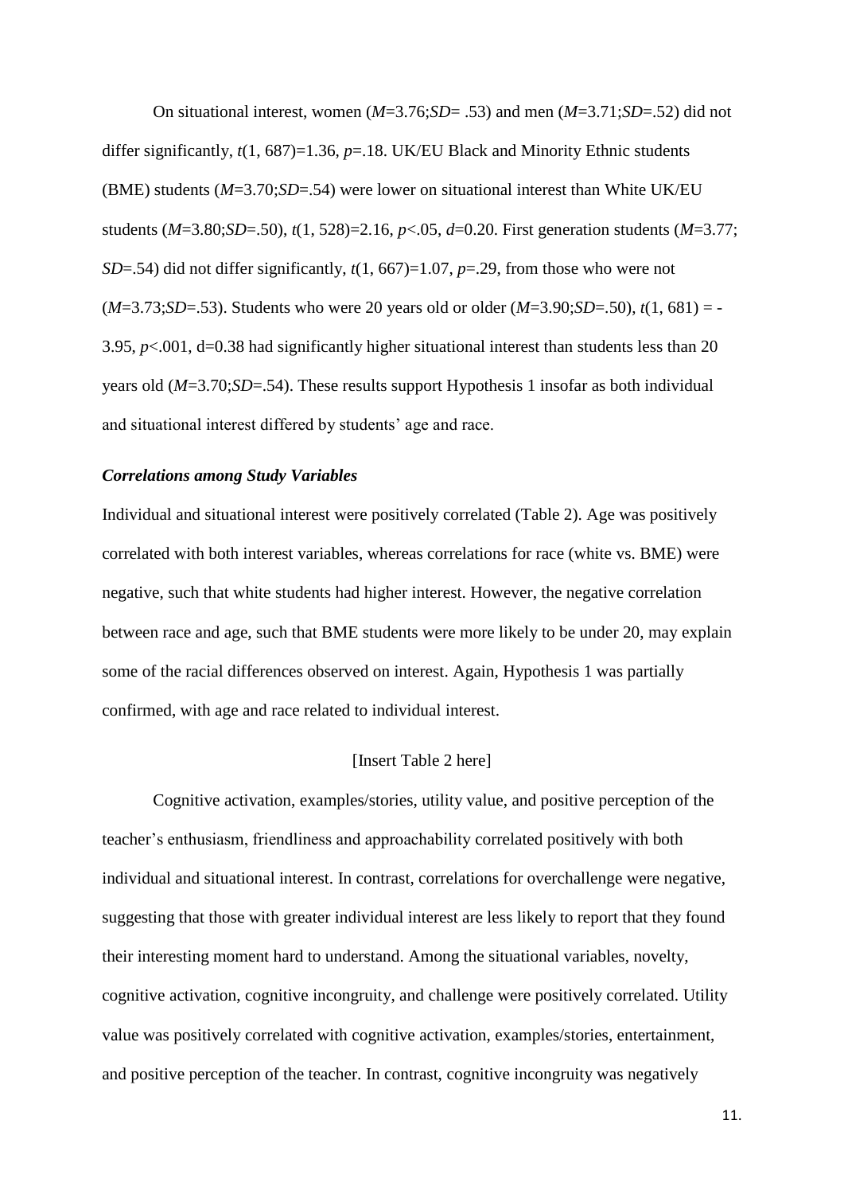On situational interest, women ($M$=3.76;$SD$= .53) and men ($M$=3.71;$SD$=.52) did not differ significantly, $t(1, 687)=1.36$, $p$=.18. UK/EU Black and Minority Ethnic students (BME) students ($M$=3.70;$SD$=.54) were lower on situational interest than White UK/EU students ($M$=3.80;$SD$=.50), $t(1, 528)=2.16$, $p<.05$, $d$=0.20. First generation students ($M$=3.77; $SD$=.54) did not differ significantly, $t(1, 667)=1.07$, $p$=.29, from those who were not ($M$=3.73;$SD$=.53). Students who were 20 years old or older ($M$=3.90;$SD$=.50), $t(1, 681) = -3.95$, $p<.001$, d=0.38 had significantly higher situational interest than students less than 20 years old ($M$=3.70;$SD$=.54). These results support Hypothesis 1 insofar as both individual and situational interest differed by students' age and race.

### *Correlations among Study Variables*

Individual and situational interest were positively correlated (Table 2). Age was positively correlated with both interest variables, whereas correlations for race (white vs. BME) were negative, such that white students had higher interest. However, the negative correlation between race and age, such that BME students were more likely to be under 20, may explain some of the racial differences observed on interest. Again, Hypothesis 1 was partially confirmed, with age and race related to individual interest.

[Insert Table 2 here]

Cognitive activation, examples/stories, utility value, and positive perception of the teacher's enthusiasm, friendliness and approachability correlated positively with both individual and situational interest. In contrast, correlations for overchallenge were negative, suggesting that those with greater individual interest are less likely to report that they found their interesting moment hard to understand. Among the situational variables, novelty, cognitive activation, cognitive incongruity, and challenge were positively correlated. Utility value was positively correlated with cognitive activation, examples/stories, entertainment, and positive perception of the teacher. In contrast, cognitive incongruity was negatively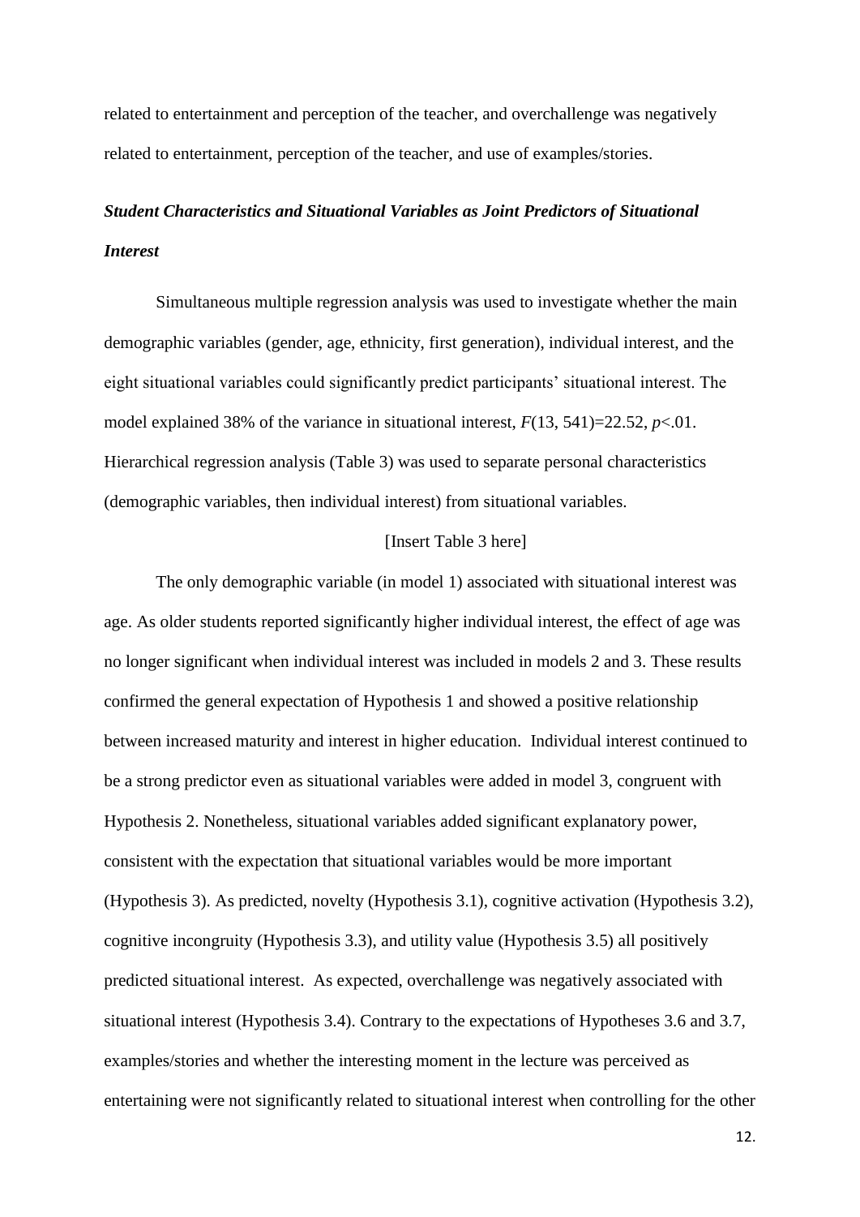related to entertainment and perception of the teacher, and overchallenge was negatively related to entertainment, perception of the teacher, and use of examples/stories.

### ***Student Characteristics and Situational Variables as Joint Predictors of Situational Interest***

Simultaneous multiple regression analysis was used to investigate whether the main demographic variables (gender, age, ethnicity, first generation), individual interest, and the eight situational variables could significantly predict participants' situational interest. The model explained 38% of the variance in situational interest, $F(13, 541)=22.52$, $p<.01$. Hierarchical regression analysis (Table 3) was used to separate personal characteristics (demographic variables, then individual interest) from situational variables.

[Insert Table 3 here]

The only demographic variable (in model 1) associated with situational interest was age. As older students reported significantly higher individual interest, the effect of age was no longer significant when individual interest was included in models 2 and 3. These results confirmed the general expectation of Hypothesis 1 and showed a positive relationship between increased maturity and interest in higher education. Individual interest continued to be a strong predictor even as situational variables were added in model 3, congruent with Hypothesis 2. Nonetheless, situational variables added significant explanatory power, consistent with the expectation that situational variables would be more important (Hypothesis 3). As predicted, novelty (Hypothesis 3.1), cognitive activation (Hypothesis 3.2), cognitive incongruity (Hypothesis 3.3), and utility value (Hypothesis 3.5) all positively predicted situational interest. As expected, overchallenge was negatively associated with situational interest (Hypothesis 3.4). Contrary to the expectations of Hypotheses 3.6 and 3.7, examples/stories and whether the interesting moment in the lecture was perceived as entertaining were not significantly related to situational interest when controlling for the other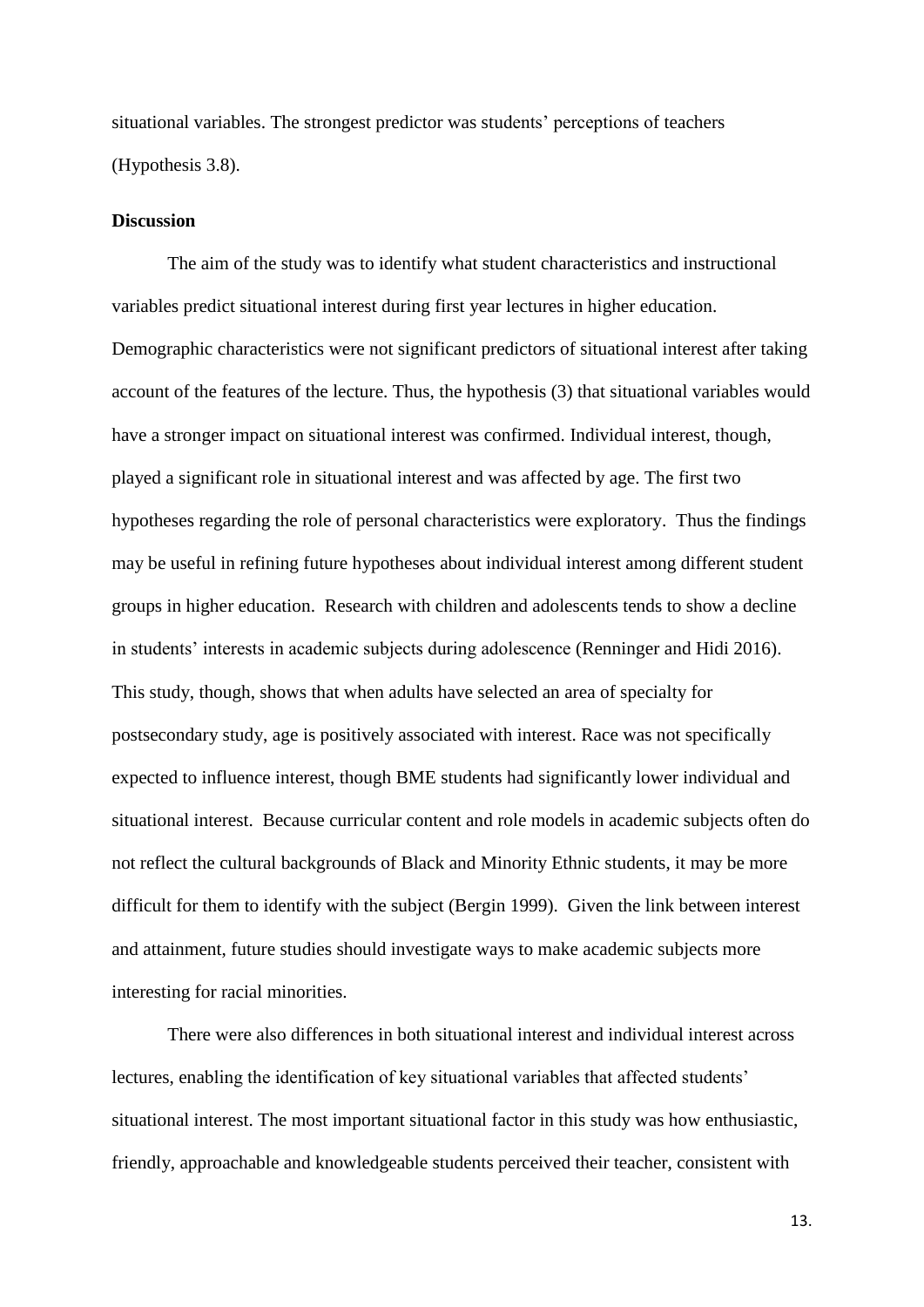situational variables. The strongest predictor was students' perceptions of teachers (Hypothesis 3.8).

**Discussion**

The aim of the study was to identify what student characteristics and instructional variables predict situational interest during first year lectures in higher education. Demographic characteristics were not significant predictors of situational interest after taking account of the features of the lecture. Thus, the hypothesis (3) that situational variables would have a stronger impact on situational interest was confirmed. Individual interest, though, played a significant role in situational interest and was affected by age. The first two hypotheses regarding the role of personal characteristics were exploratory. Thus the findings may be useful in refining future hypotheses about individual interest among different student groups in higher education. Research with children and adolescents tends to show a decline in students' interests in academic subjects during adolescence (Renninger and Hidi 2016). This study, though, shows that when adults have selected an area of specialty for postsecondary study, age is positively associated with interest. Race was not specifically expected to influence interest, though BME students had significantly lower individual and situational interest. Because curricular content and role models in academic subjects often do not reflect the cultural backgrounds of Black and Minority Ethnic students, it may be more difficult for them to identify with the subject (Bergin 1999). Given the link between interest and attainment, future studies should investigate ways to make academic subjects more interesting for racial minorities.

There were also differences in both situational interest and individual interest across lectures, enabling the identification of key situational variables that affected students' situational interest. The most important situational factor in this study was how enthusiastic, friendly, approachable and knowledgeable students perceived their teacher, consistent with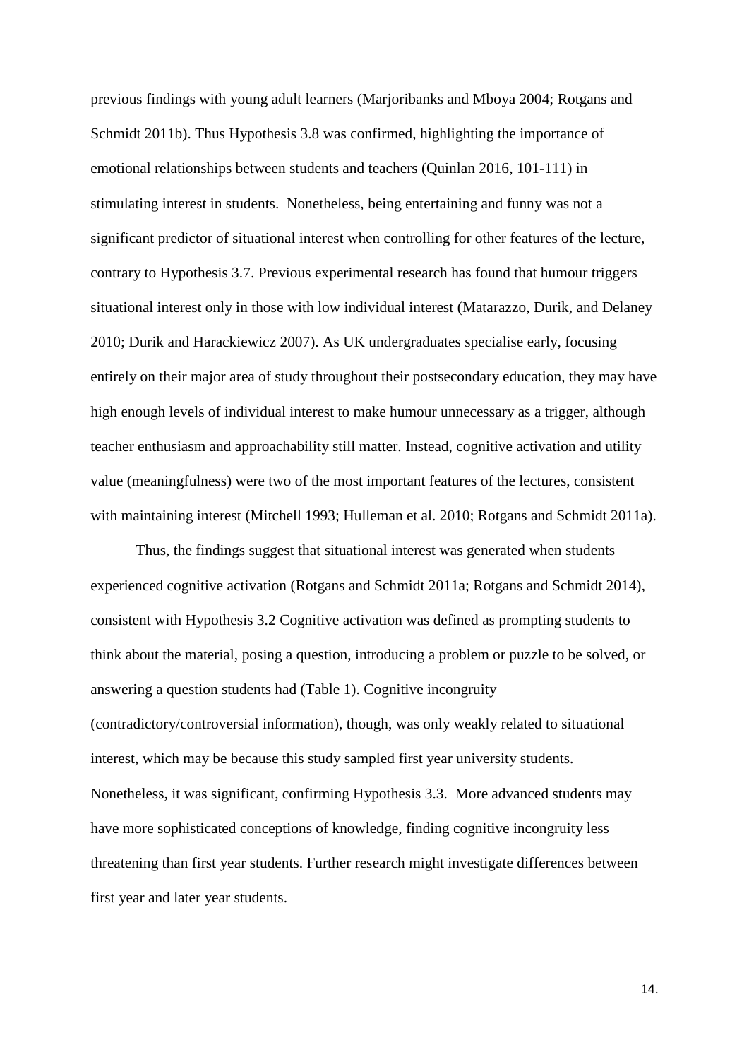previous findings with young adult learners (Marjoribanks and Mboya 2004; Rotgans and Schmidt 2011b). Thus Hypothesis 3.8 was confirmed, highlighting the importance of emotional relationships between students and teachers (Quinlan 2016, 101-111) in stimulating interest in students. Nonetheless, being entertaining and funny was not a significant predictor of situational interest when controlling for other features of the lecture, contrary to Hypothesis 3.7. Previous experimental research has found that humour triggers situational interest only in those with low individual interest (Matarazzo, Durik, and Delaney 2010; Durik and Harackiewicz 2007). As UK undergraduates specialise early, focusing entirely on their major area of study throughout their postsecondary education, they may have high enough levels of individual interest to make humour unnecessary as a trigger, although teacher enthusiasm and approachability still matter. Instead, cognitive activation and utility value (meaningfulness) were two of the most important features of the lectures, consistent with maintaining interest (Mitchell 1993; Hulleman et al. 2010; Rotgans and Schmidt 2011a).

Thus, the findings suggest that situational interest was generated when students experienced cognitive activation (Rotgans and Schmidt 2011a; Rotgans and Schmidt 2014), consistent with Hypothesis 3.2 Cognitive activation was defined as prompting students to think about the material, posing a question, introducing a problem or puzzle to be solved, or answering a question students had (Table 1). Cognitive incongruity (contradictory/controversial information), though, was only weakly related to situational interest, which may be because this study sampled first year university students. Nonetheless, it was significant, confirming Hypothesis 3.3. More advanced students may have more sophisticated conceptions of knowledge, finding cognitive incongruity less threatening than first year students. Further research might investigate differences between first year and later year students.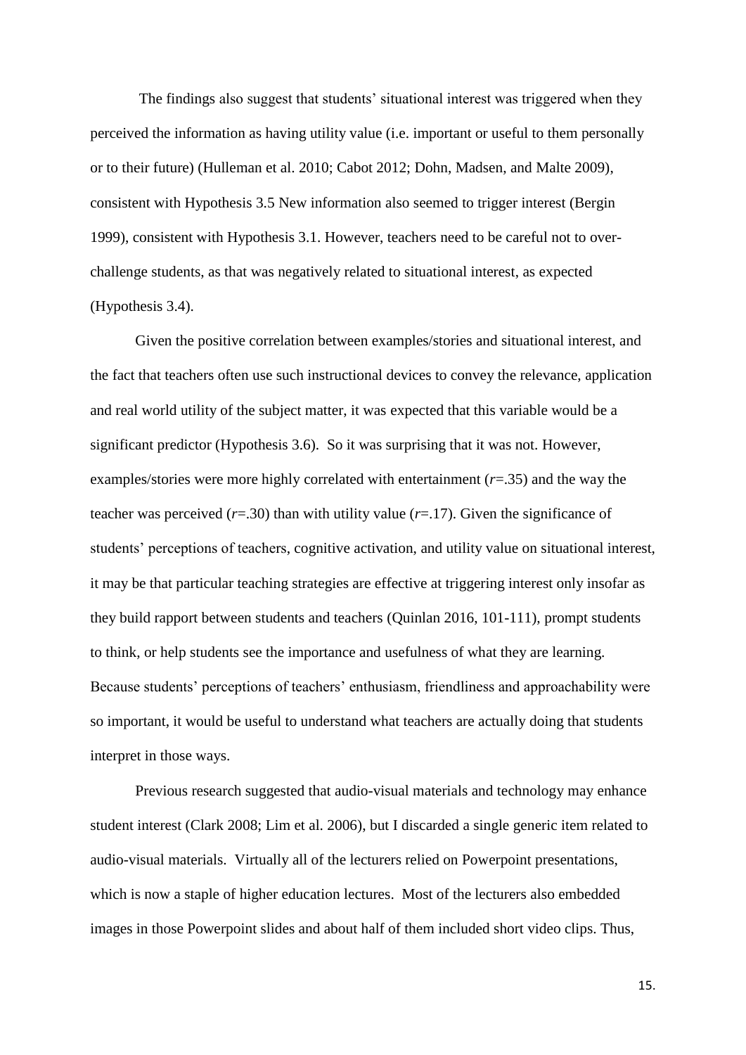The findings also suggest that students' situational interest was triggered when they perceived the information as having utility value (i.e. important or useful to them personally or to their future) (Hulleman et al. 2010; Cabot 2012; Dohn, Madsen, and Malte 2009), consistent with Hypothesis 3.5 New information also seemed to trigger interest (Bergin 1999), consistent with Hypothesis 3.1. However, teachers need to be careful not to over-challenge students, as that was negatively related to situational interest, as expected (Hypothesis 3.4).

Given the positive correlation between examples/stories and situational interest, and the fact that teachers often use such instructional devices to convey the relevance, application and real world utility of the subject matter, it was expected that this variable would be a significant predictor (Hypothesis 3.6). So it was surprising that it was not. However, examples/stories were more highly correlated with entertainment ($r$=.35) and the way the teacher was perceived ($r$=.30) than with utility value ($r$=.17). Given the significance of students' perceptions of teachers, cognitive activation, and utility value on situational interest, it may be that particular teaching strategies are effective at triggering interest only insofar as they build rapport between students and teachers (Quinlan 2016, 101-111), prompt students to think, or help students see the importance and usefulness of what they are learning. Because students' perceptions of teachers' enthusiasm, friendliness and approachability were so important, it would be useful to understand what teachers are actually doing that students interpret in those ways.

Previous research suggested that audio-visual materials and technology may enhance student interest (Clark 2008; Lim et al. 2006), but I discarded a single generic item related to audio-visual materials. Virtually all of the lecturers relied on Powerpoint presentations, which is now a staple of higher education lectures. Most of the lecturers also embedded images in those Powerpoint slides and about half of them included short video clips. Thus,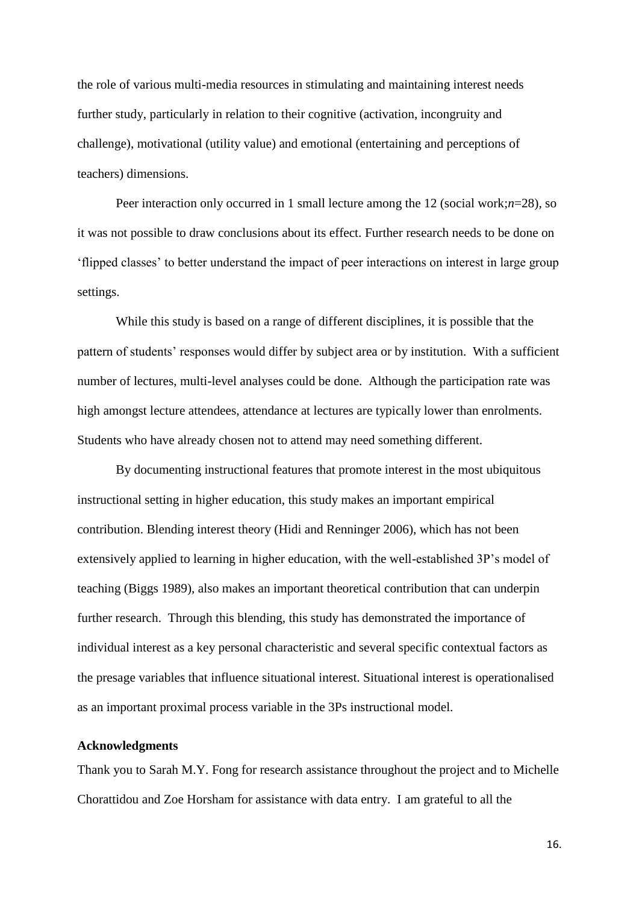the role of various multi-media resources in stimulating and maintaining interest needs further study, particularly in relation to their cognitive (activation, incongruity and challenge), motivational (utility value) and emotional (entertaining and perceptions of teachers) dimensions.

Peer interaction only occurred in 1 small lecture among the 12 (social work;*n*=28), so it was not possible to draw conclusions about its effect. Further research needs to be done on 'flipped classes' to better understand the impact of peer interactions on interest in large group settings.

While this study is based on a range of different disciplines, it is possible that the pattern of students' responses would differ by subject area or by institution. With a sufficient number of lectures, multi-level analyses could be done. Although the participation rate was high amongst lecture attendees, attendance at lectures are typically lower than enrolments. Students who have already chosen not to attend may need something different.

By documenting instructional features that promote interest in the most ubiquitous instructional setting in higher education, this study makes an important empirical contribution. Blending interest theory (Hidi and Renninger 2006), which has not been extensively applied to learning in higher education, with the well-established 3P's model of teaching (Biggs 1989), also makes an important theoretical contribution that can underpin further research. Through this blending, this study has demonstrated the importance of individual interest as a key personal characteristic and several specific contextual factors as the presage variables that influence situational interest. Situational interest is operationalised as an important proximal process variable in the 3Ps instructional model.

**Acknowledgments**

Thank you to Sarah M.Y. Fong for research assistance throughout the project and to Michelle Chorattidou and Zoe Horsham for assistance with data entry. I am grateful to all the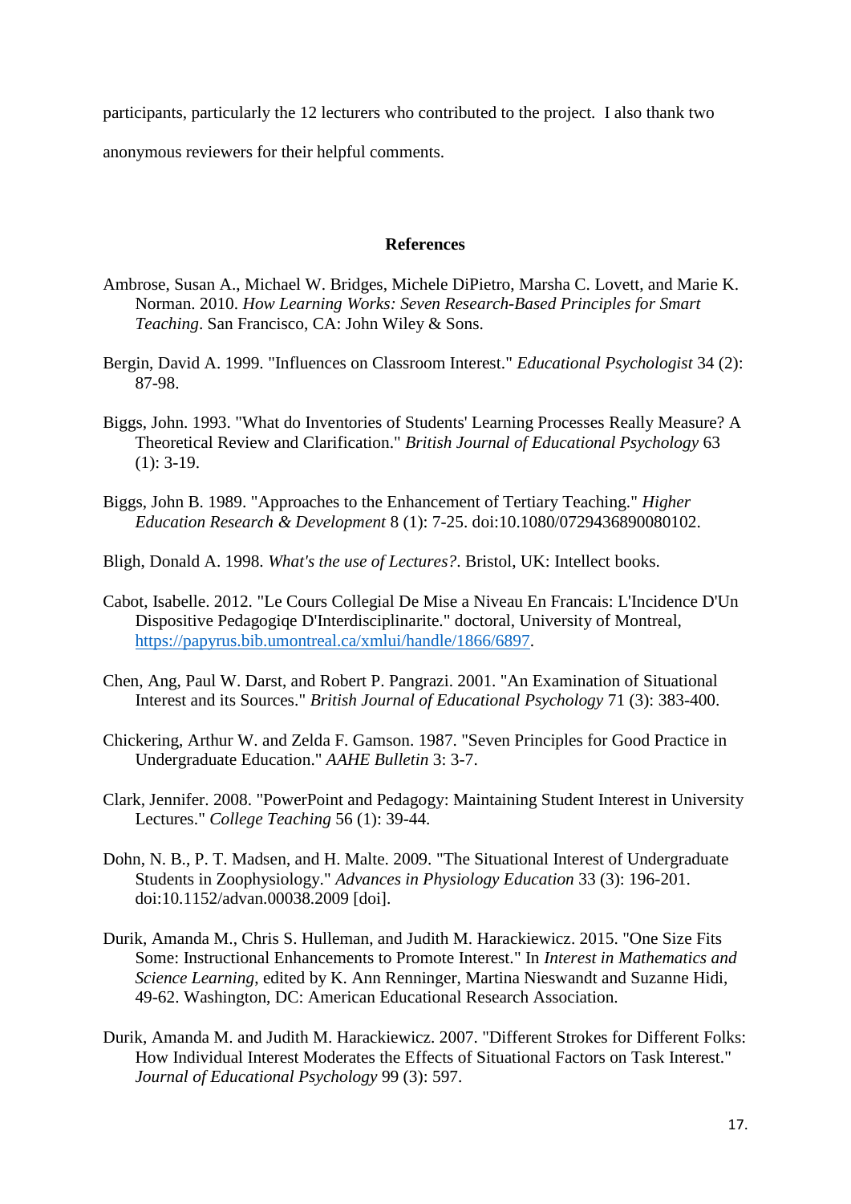participants, particularly the 12 lecturers who contributed to the project. I also thank two anonymous reviewers for their helpful comments.

## References

Ambrose, Susan A., Michael W. Bridges, Michele DiPietro, Marsha C. Lovett, and Marie K. Norman. 2010. *How Learning Works: Seven Research-Based Principles for Smart Teaching*. San Francisco, CA: John Wiley & Sons.

Bergin, David A. 1999. "Influences on Classroom Interest." *Educational Psychologist* 34 (2): 87-98.

Biggs, John. 1993. "What do Inventories of Students' Learning Processes Really Measure? A Theoretical Review and Clarification." *British Journal of Educational Psychology* 63 (1): 3-19.

Biggs, John B. 1989. "Approaches to the Enhancement of Tertiary Teaching." *Higher Education Research & Development* 8 (1): 7-25. doi:10.1080/0729436890080102.

Bligh, Donald A. 1998. *What's the use of Lectures?*. Bristol, UK: Intellect books.

Cabot, Isabelle. 2012. "Le Cours Collegial De Mise a Niveau En Francais: L'Incidence D'Un Dispositive Pedagogiqe D'Interdisciplinarite." doctoral, University of Montreal, https://papyrus.bib.umontreal.ca/xmlui/handle/1866/6897.

Chen, Ang, Paul W. Darst, and Robert P. Pangrazi. 2001. "An Examination of Situational Interest and its Sources." *British Journal of Educational Psychology* 71 (3): 383-400.

Chickering, Arthur W. and Zelda F. Gamson. 1987. "Seven Principles for Good Practice in Undergraduate Education." *AAHE Bulletin* 3: 3-7.

Clark, Jennifer. 2008. "PowerPoint and Pedagogy: Maintaining Student Interest in University Lectures." *College Teaching* 56 (1): 39-44.

Dohn, N. B., P. T. Madsen, and H. Malte. 2009. "The Situational Interest of Undergraduate Students in Zoophysiology." *Advances in Physiology Education* 33 (3): 196-201. doi:10.1152/advan.00038.2009 [doi].

Durik, Amanda M., Chris S. Hulleman, and Judith M. Harackiewicz. 2015. "One Size Fits Some: Instructional Enhancements to Promote Interest." In *Interest in Mathematics and Science Learning*, edited by K. Ann Renninger, Martina Nieswandt and Suzanne Hidi, 49-62. Washington, DC: American Educational Research Association.

Durik, Amanda M. and Judith M. Harackiewicz. 2007. "Different Strokes for Different Folks: How Individual Interest Moderates the Effects of Situational Factors on Task Interest." *Journal of Educational Psychology* 99 (3): 597.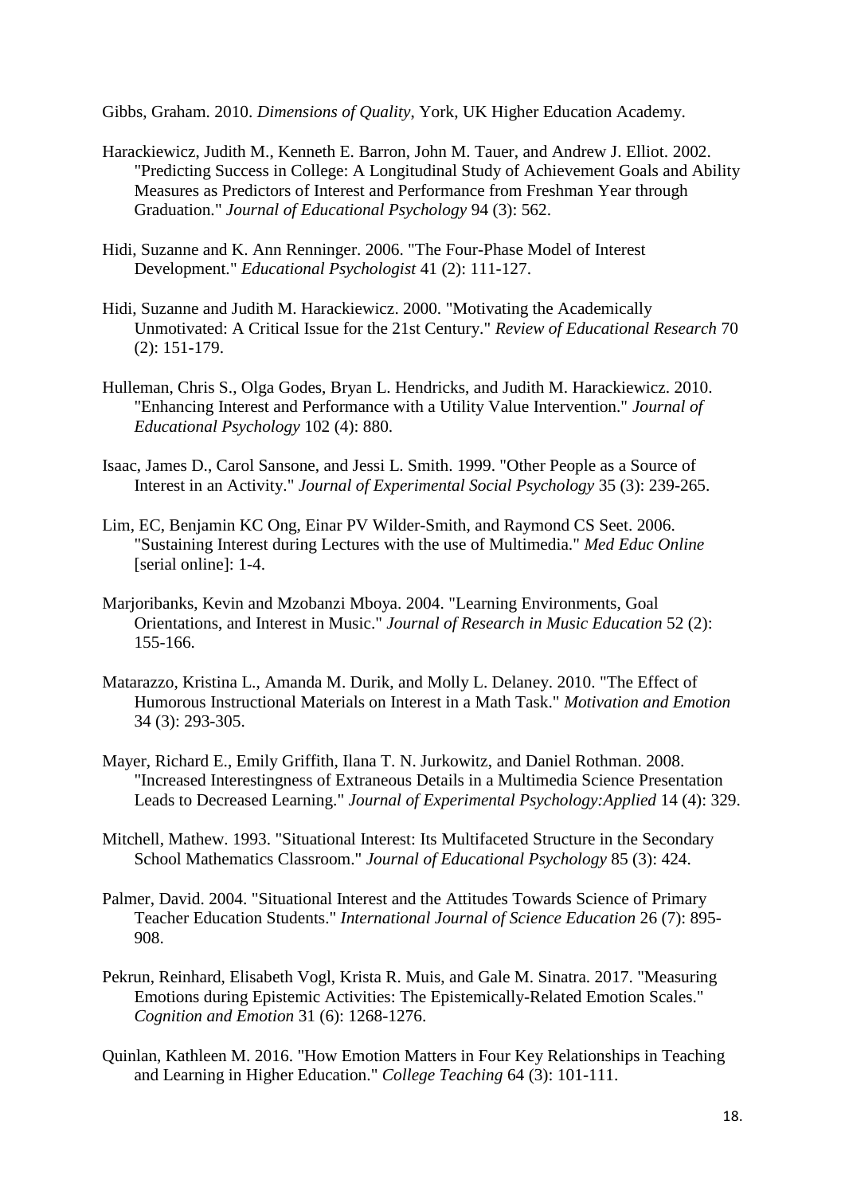Gibbs, Graham. 2010. *Dimensions of Quality*, York, UK Higher Education Academy.

Harackiewicz, Judith M., Kenneth E. Barron, John M. Tauer, and Andrew J. Elliot. 2002. "Predicting Success in College: A Longitudinal Study of Achievement Goals and Ability Measures as Predictors of Interest and Performance from Freshman Year through Graduation." *Journal of Educational Psychology* 94 (3): 562.

Hidi, Suzanne and K. Ann Renninger. 2006. "The Four-Phase Model of Interest Development." *Educational Psychologist* 41 (2): 111-127.

Hidi, Suzanne and Judith M. Harackiewicz. 2000. "Motivating the Academically Unmotivated: A Critical Issue for the 21st Century." *Review of Educational Research* 70 (2): 151-179.

Hulleman, Chris S., Olga Godes, Bryan L. Hendricks, and Judith M. Harackiewicz. 2010. "Enhancing Interest and Performance with a Utility Value Intervention." *Journal of Educational Psychology* 102 (4): 880.

Isaac, James D., Carol Sansone, and Jessi L. Smith. 1999. "Other People as a Source of Interest in an Activity." *Journal of Experimental Social Psychology* 35 (3): 239-265.

Lim, EC, Benjamin KC Ong, Einar PV Wilder-Smith, and Raymond CS Seet. 2006. "Sustaining Interest during Lectures with the use of Multimedia." *Med Educ Online* [serial online]: 1-4.

Marjoribanks, Kevin and Mzobanzi Mboya. 2004. "Learning Environments, Goal Orientations, and Interest in Music." *Journal of Research in Music Education* 52 (2): 155-166.

Matarazzo, Kristina L., Amanda M. Durik, and Molly L. Delaney. 2010. "The Effect of Humorous Instructional Materials on Interest in a Math Task." *Motivation and Emotion* 34 (3): 293-305.

Mayer, Richard E., Emily Griffith, Ilana T. N. Jurkowitz, and Daniel Rothman. 2008. "Increased Interestingness of Extraneous Details in a Multimedia Science Presentation Leads to Decreased Learning." *Journal of Experimental Psychology:Applied* 14 (4): 329.

Mitchell, Mathew. 1993. "Situational Interest: Its Multifaceted Structure in the Secondary School Mathematics Classroom." *Journal of Educational Psychology* 85 (3): 424.

Palmer, David. 2004. "Situational Interest and the Attitudes Towards Science of Primary Teacher Education Students." *International Journal of Science Education* 26 (7): 895-908.

Pekrun, Reinhard, Elisabeth Vogl, Krista R. Muis, and Gale M. Sinatra. 2017. "Measuring Emotions during Epistemic Activities: The Epistemically-Related Emotion Scales." *Cognition and Emotion* 31 (6): 1268-1276.

Quinlan, Kathleen M. 2016. "How Emotion Matters in Four Key Relationships in Teaching and Learning in Higher Education." *College Teaching* 64 (3): 101-111.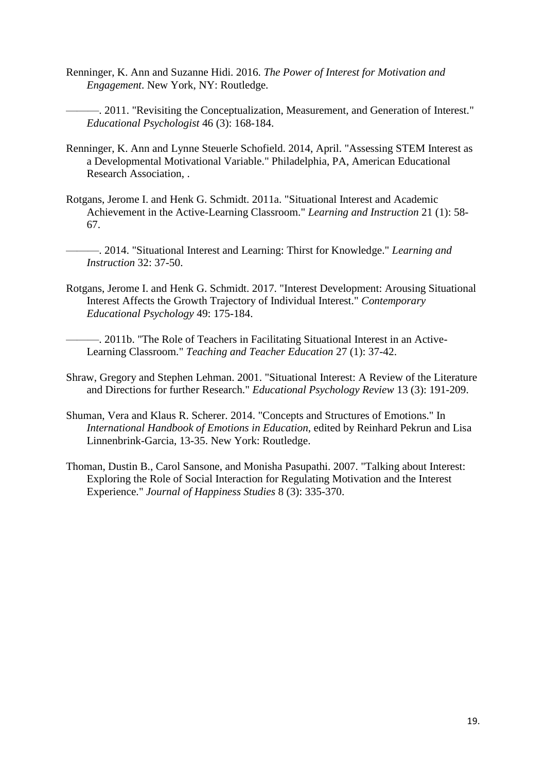Renninger, K. Ann and Suzanne Hidi. 2016. *The Power of Interest for Motivation and Engagement*. New York, NY: Routledge.

———. 2011. "Revisiting the Conceptualization, Measurement, and Generation of Interest." *Educational Psychologist* 46 (3): 168-184.

Renninger, K. Ann and Lynne Steuerle Schofield. 2014, April. "Assessing STEM Interest as a Developmental Motivational Variable." Philadelphia, PA, American Educational Research Association, .

Rotgans, Jerome I. and Henk G. Schmidt. 2011a. "Situational Interest and Academic Achievement in the Active-Learning Classroom." *Learning and Instruction* 21 (1): 58-67.

———. 2014. "Situational Interest and Learning: Thirst for Knowledge." *Learning and Instruction* 32: 37-50.

Rotgans, Jerome I. and Henk G. Schmidt. 2017. "Interest Development: Arousing Situational Interest Affects the Growth Trajectory of Individual Interest." *Contemporary Educational Psychology* 49: 175-184.

———. 2011b. "The Role of Teachers in Facilitating Situational Interest in an Active-Learning Classroom." *Teaching and Teacher Education* 27 (1): 37-42.

Shraw, Gregory and Stephen Lehman. 2001. "Situational Interest: A Review of the Literature and Directions for further Research." *Educational Psychology Review* 13 (3): 191-209.

Shuman, Vera and Klaus R. Scherer. 2014. "Concepts and Structures of Emotions." In *International Handbook of Emotions in Education*, edited by Reinhard Pekrun and Lisa Linnenbrink-Garcia, 13-35. New York: Routledge.

Thoman, Dustin B., Carol Sansone, and Monisha Pasupathi. 2007. "Talking about Interest: Exploring the Role of Social Interaction for Regulating Motivation and the Interest Experience." *Journal of Happiness Studies* 8 (3): 335-370.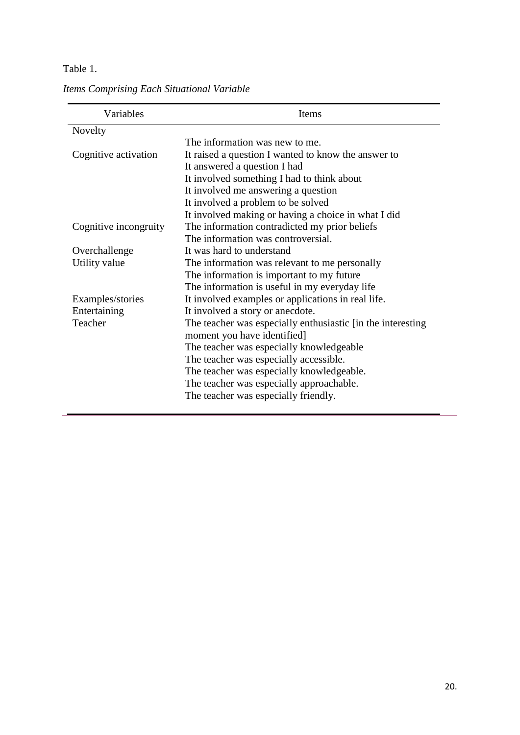Table 1.

*Items Comprising Each Situational Variable*

| Variables | Items |
|---|---|
| Novelty | |
| | The information was new to me. |
| Cognitive activation | It raised a question I wanted to know the answer to |
| | It answered a question I had |
| | It involved something I had to think about |
| | It involved me answering a question |
| | It involved a problem to be solved |
| | It involved making or having a choice in what I did |
| Cognitive incongruity | The information contradicted my prior beliefs |
| | The information was controversial. |
| Overchallenge | It was hard to understand |
| Utility value | The information was relevant to me personally |
| | The information is important to my future |
| | The information is useful in my everyday life |
| Examples/stories | It involved examples or applications in real life. |
| Entertaining | It involved a story or anecdote. |
| Teacher | The teacher was especially enthusiastic [in the interesting moment you have identified] |
| | The teacher was especially knowledgeable |
| | The teacher was especially accessible. |
| | The teacher was especially knowledgeable. |
| | The teacher was especially approachable. |
| | The teacher was especially friendly. |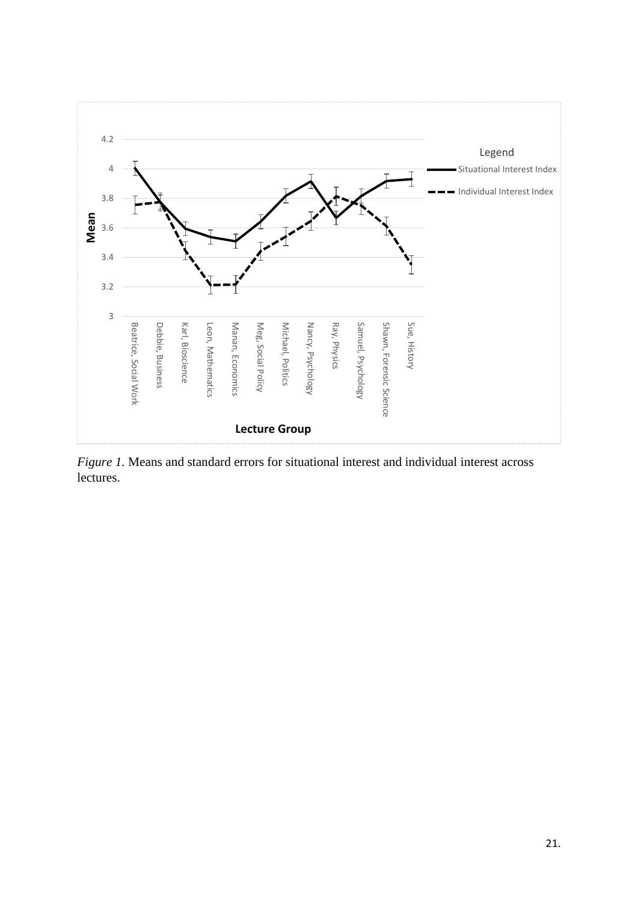*Figure 1.* Means and standard errors for situational interest and individual interest across lectures.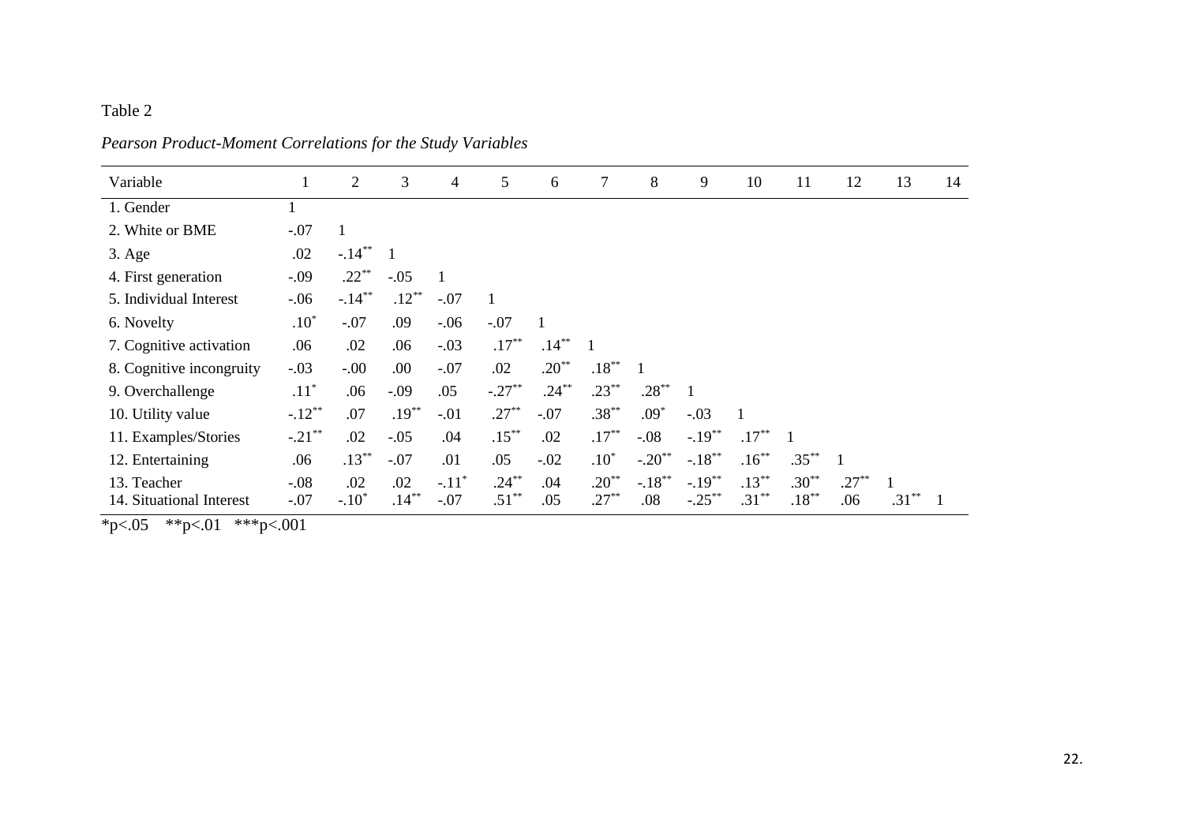Table 2

*Pearson Product-Moment Correlations for the Study Variables*

| Variable | 1 | 2 | 3 | 4 | 5 | 6 | 7 | 8 | 9 | 10 | 11 | 12 | 13 | 14 |
|---|---|---|---|---|---|---|---|---|---|---|---|---|---|---|
| 1. Gender | 1 | | | | | | | | | | | | | |
| 2. White or BME | -.07 | 1 | | | | | | | | | | | | |
| 3. Age | .02 | -.14** | 1 | | | | | | | | | | | |
| 4. First generation | -.09 | .22** | -.05 | 1 | | | | | | | | | | |
| 5. Individual Interest | -.06 | -.14** | .12** | -.07 | 1 | | | | | | | | | |
| 6. Novelty | .10* | -.07 | .09 | -.06 | -.07 | 1 | | | | | | | | |
| 7. Cognitive activation | .06 | .02 | .06 | -.03 | .17** | .14** | 1 | | | | | | | |
| 8. Cognitive incongruity | -.03 | -.00 | .00 | -.07 | .02 | .20** | .18** | 1 | | | | | | |
| 9. Overchallenge | .11* | .06 | -.09 | .05 | -.27** | .24** | .23** | .28** | 1 | | | | | |
| 10. Utility value | -.12** | .07 | .19** | -.01 | .27** | -.07 | .38** | .09* | -.03 | 1 | | | | |
| 11. Examples/Stories | -.21** | .02 | -.05 | .04 | .15** | .02 | .17** | -.08 | -.19** | .17** | 1 | | | |
| 12. Entertaining | .06 | .13** | -.07 | .01 | .05 | -.02 | .10* | -.20** | -.18** | .16** | .35** | 1 | | |
| 13. Teacher | -.08 | .02 | .02 | -.11* | .24** | .04 | .20** | -.18** | -.19** | .13** | .30** | .27** | 1 | |
| 14. Situational Interest | -.07 | -.10* | .14** | -.07 | .51** | .05 | .27** | .08 | -.25** | .31** | .18** | .06 | .31** | 1 |

*p<.05 **p<.01 ***p<.001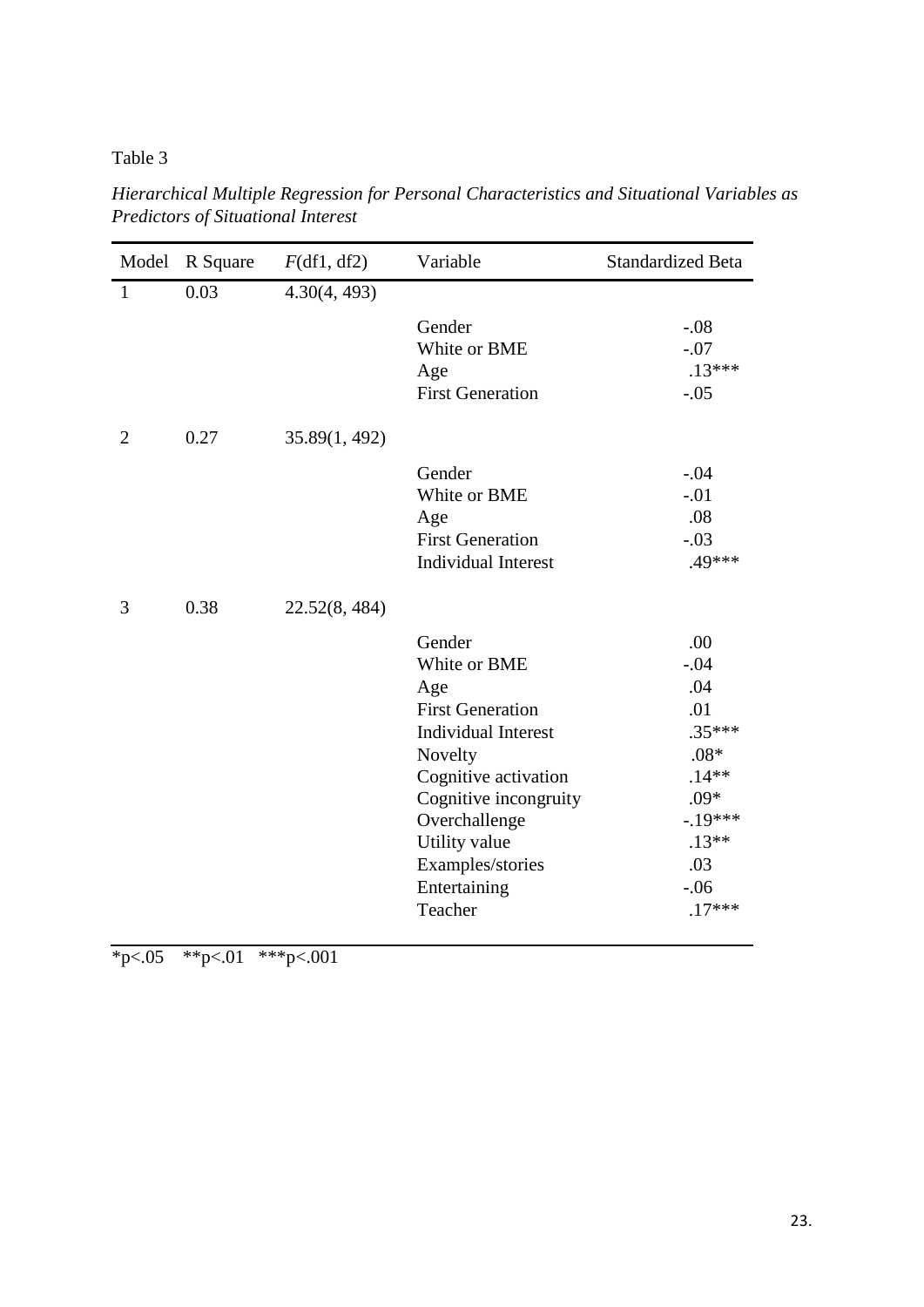Table 3

*Hierarchical Multiple Regression for Personal Characteristics and Situational Variables as Predictors of Situational Interest*

| Model | R Square | *F*(df1, df2) | Variable | Standardized Beta |
|---|---|---|---|---|
| 1 | 0.03 | 4.30(4, 493) | | |
| | | | Gender | -.08 |
| | | | White or BME | -.07 |
| | | | Age | .13*** |
| | | | First Generation | -.05 |
| 2 | 0.27 | 35.89(1, 492) | | |
| | | | Gender | -.04 |
| | | | White or BME | -.01 |
| | | | Age | .08 |
| | | | First Generation | -.03 |
| | | | Individual Interest | .49*** |
| 3 | 0.38 | 22.52(8, 484) | | |
| | | | Gender | .00 |
| | | | White or BME | -.04 |
| | | | Age | .04 |
| | | | First Generation | .01 |
| | | | Individual Interest | .35*** |
| | | | Novelty | .08* |
| | | | Cognitive activation | .14** |
| | | | Cognitive incongruity | .09* |
| | | | Overchallenge | -.19*** |
| | | | Utility value | .13** |
| | | | Examples/stories | .03 |
| | | | Entertaining | -.06 |
| | | | Teacher | .17*** |

*p<.05 **p<.01 ***p<.001